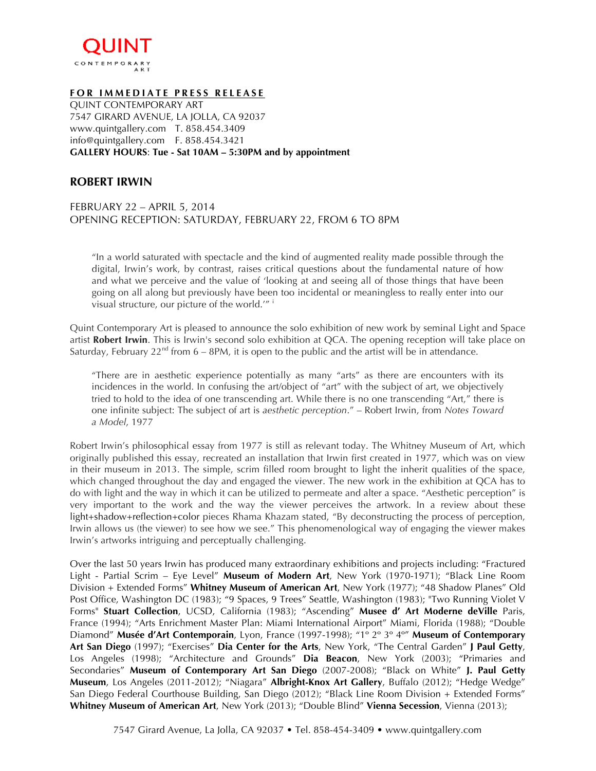**QUINT**
CONTEMPORARY ART

**FOR IMMEDIATE PRESS RELEASE**
QUINT CONTEMPORARY ART
7547 GIRARD AVENUE, LA JOLLA, CA 92037
www.quintgallery.com T. 858.454.3409
info@quintgallery.com F. 858.454.3421
**GALLERY HOURS**: **Tue - Sat 10AM – 5:30PM and by appointment**

## ROBERT IRWIN

FEBRUARY 22 – APRIL 5, 2014
OPENING RECEPTION: SATURDAY, FEBRUARY 22, FROM 6 TO 8PM

> "In a world saturated with spectacle and the kind of augmented reality made possible through the digital, Irwin's work, by contrast, raises critical questions about the fundamental nature of how and what we perceive and the value of 'looking at and seeing all of those things that have been going on all along but previously have been too incidental or meaningless to really enter into our visual structure, our picture of the world.'" [i]

Quint Contemporary Art is pleased to announce the solo exhibition of new work by seminal Light and Space artist **Robert Irwin**. This is Irwin's second solo exhibition at QCA. The opening reception will take place on Saturday, February 22nd from 6 – 8PM, it is open to the public and the artist will be in attendance.

> "There are in aesthetic experience potentially as many "arts" as there are encounters with its incidences in the world. In confusing the art/object of "art" with the subject of art, we objectively tried to hold to the idea of one transcending art. While there is no one transcending "Art," there is one infinite subject: The subject of art is *aesthetic perception*." – Robert Irwin, from *Notes Toward a Model*, 1977

Robert Irwin's philosophical essay from 1977 is still as relevant today. The Whitney Museum of Art, which originally published this essay, recreated an installation that Irwin first created in 1977, which was on view in their museum in 2013. The simple, scrim filled room brought to light the inherit qualities of the space, which changed throughout the day and engaged the viewer. The new work in the exhibition at QCA has to do with light and the way in which it can be utilized to permeate and alter a space. "Aesthetic perception" is very important to the work and the way the viewer perceives the artwork. In a review about these light+shadow+reflection+color pieces Rhama Khazam stated, "By deconstructing the process of perception, Irwin allows us (the viewer) to see how we see." This phenomenological way of engaging the viewer makes Irwin's artworks intriguing and perceptually challenging.

Over the last 50 years Irwin has produced many extraordinary exhibitions and projects including: "Fractured Light - Partial Scrim – Eye Level" **Museum of Modern Art**, New York (1970-1971); "Black Line Room Division + Extended Forms" **Whitney Museum of American Art**, New York (1977); "48 Shadow Planes" Old Post Office, Washington DC (1983); "9 Spaces, 9 Trees" Seattle, Washington (1983); "Two Running Violet V Forms" **Stuart Collection**, UCSD, California (1983); "Ascending" **Musee d' Art Moderne deVille** Paris, France (1994); "Arts Enrichment Master Plan: Miami International Airport" Miami, Florida (1988); "Double Diamond" **Musée d'Art Contemporain**, Lyon, France (1997-1998); "1º 2º 3º 4º" **Museum of Contemporary Art San Diego** (1997); "Exercises" **Dia Center for the Arts**, New York, "The Central Garden" **J Paul Getty**, Los Angeles (1998); "Architecture and Grounds" **Dia Beacon**, New York (2003); "Primaries and Secondaries" **Museum of Contemporary Art San Diego** (2007-2008); "Black on White" **J. Paul Getty Museum**, Los Angeles (2011-2012); "Niagara" **Albright-Knox Art Gallery**, Buffalo (2012); "Hedge Wedge" San Diego Federal Courthouse Building, San Diego (2012); "Black Line Room Division + Extended Forms" **Whitney Museum of American Art**, New York (2013); "Double Blind" **Vienna Secession**, Vienna (2013);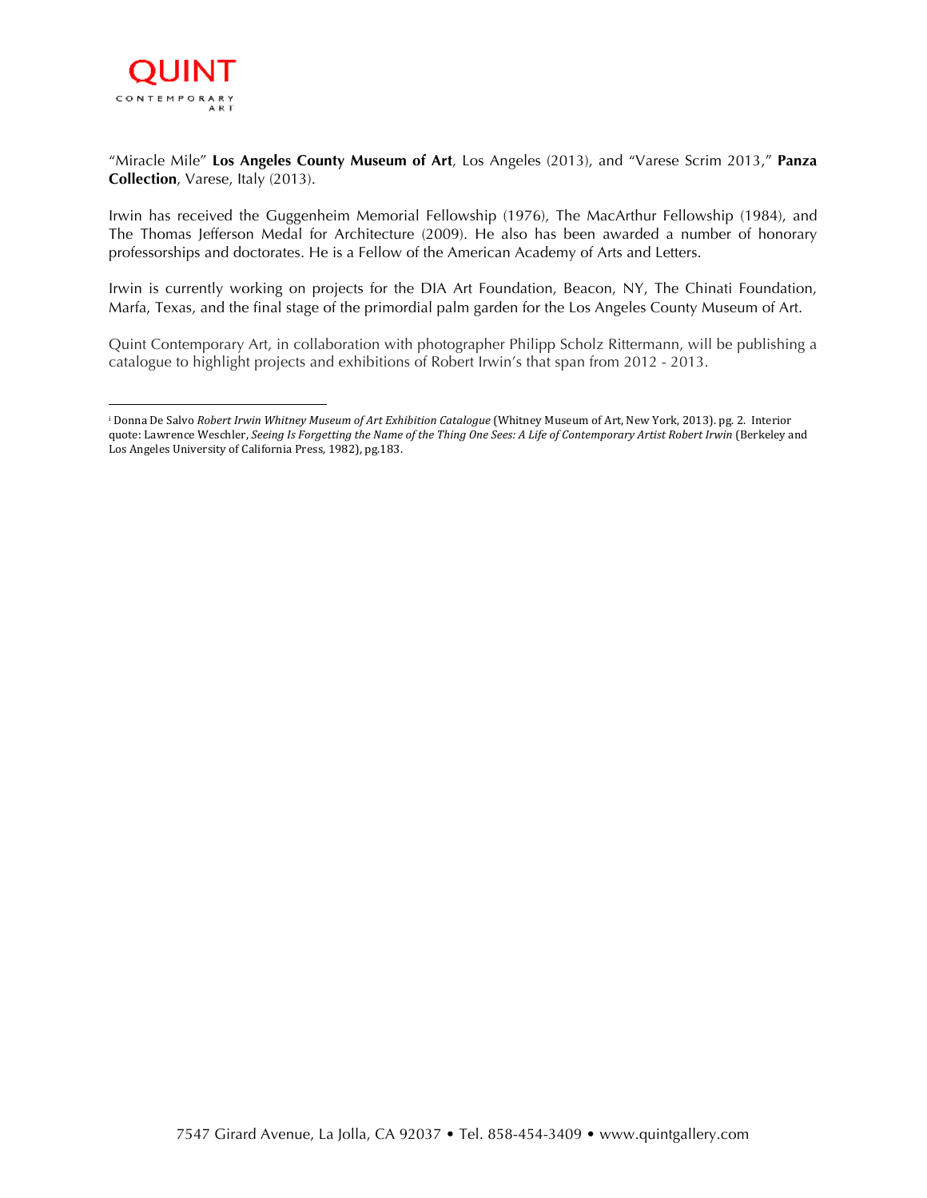"Miracle Mile" **Los Angeles County Museum of Art**, Los Angeles (2013), and "Varese Scrim 2013," **Panza Collection**, Varese, Italy (2013).

Irwin has received the Guggenheim Memorial Fellowship (1976), The MacArthur Fellowship (1984), and The Thomas Jefferson Medal for Architecture (2009). He also has been awarded a number of honorary professorships and doctorates. He is a Fellow of the American Academy of Arts and Letters.

Irwin is currently working on projects for the DIA Art Foundation, Beacon, NY, The Chinati Foundation, Marfa, Texas, and the final stage of the primordial palm garden for the Los Angeles County Museum of Art.

Quint Contemporary Art, in collaboration with photographer Philipp Scholz Rittermann, will be publishing a catalogue to highlight projects and exhibitions of Robert Irwin's that span from 2012 - 2013.

---

[i] Donna De Salvo *Robert Irwin Whitney Museum of Art Exhibition Catalogue* (Whitney Museum of Art, New York, 2013). pg. 2. Interior quote: Lawrence Weschler, *Seeing Is Forgetting the Name of the Thing One Sees: A Life of Contemporary Artist Robert Irwin* (Berkeley and Los Angeles University of California Press, 1982), pg.183.